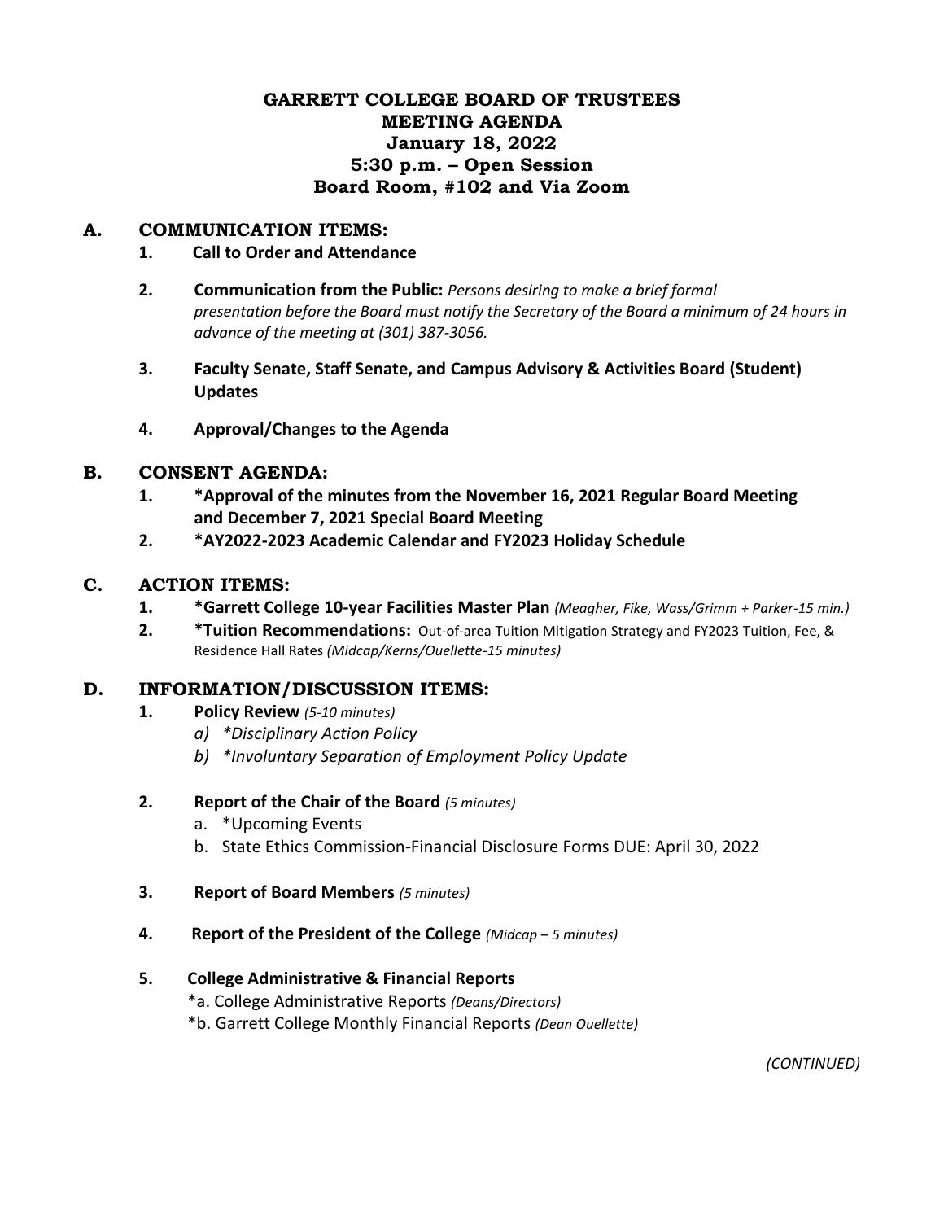# GARRETT COLLEGE BOARD OF TRUSTEES
# MEETING AGENDA
# January 18, 2022
# 5:30 p.m. – Open Session
# Board Room, #102 and Via Zoom

## A. COMMUNICATION ITEMS:

1. **Call to Order and Attendance**

2. **Communication from the Public:** *Persons desiring to make a brief formal presentation before the Board must notify the Secretary of the Board a minimum of 24 hours in advance of the meeting at (301) 387-3056.*

3. **Faculty Senate, Staff Senate, and Campus Advisory & Activities Board (Student) Updates**

4. **Approval/Changes to the Agenda**

## B. CONSENT AGENDA:

1. **\*Approval of the minutes from the November 16, 2021 Regular Board Meeting and December 7, 2021 Special Board Meeting**
2. **\*AY2022-2023 Academic Calendar and FY2023 Holiday Schedule**

## C. ACTION ITEMS:

1. **\*Garrett College 10-year Facilities Master Plan** *(Meagher, Fike, Wass/Grimm + Parker-15 min.)*
2. **\*Tuition Recommendations:** Out-of-area Tuition Mitigation Strategy and FY2023 Tuition, Fee, & Residence Hall Rates *(Midcap/Kerns/Ouellette-15 minutes)*

## D. INFORMATION/DISCUSSION ITEMS:

1. **Policy Review** *(5-10 minutes)*
   a) *\*Disciplinary Action Policy*
   b) *\*Involuntary Separation of Employment Policy Update*

2. **Report of the Chair of the Board** *(5 minutes)*
   a. \*Upcoming Events
   b. State Ethics Commission-Financial Disclosure Forms DUE: April 30, 2022

3. **Report of Board Members** *(5 minutes)*

4. **Report of the President of the College** *(Midcap – 5 minutes)*

5. **College Administrative & Financial Reports**
   \*a. College Administrative Reports *(Deans/Directors)*
   \*b. Garrett College Monthly Financial Reports *(Dean Ouellette)*

*(CONTINUED)*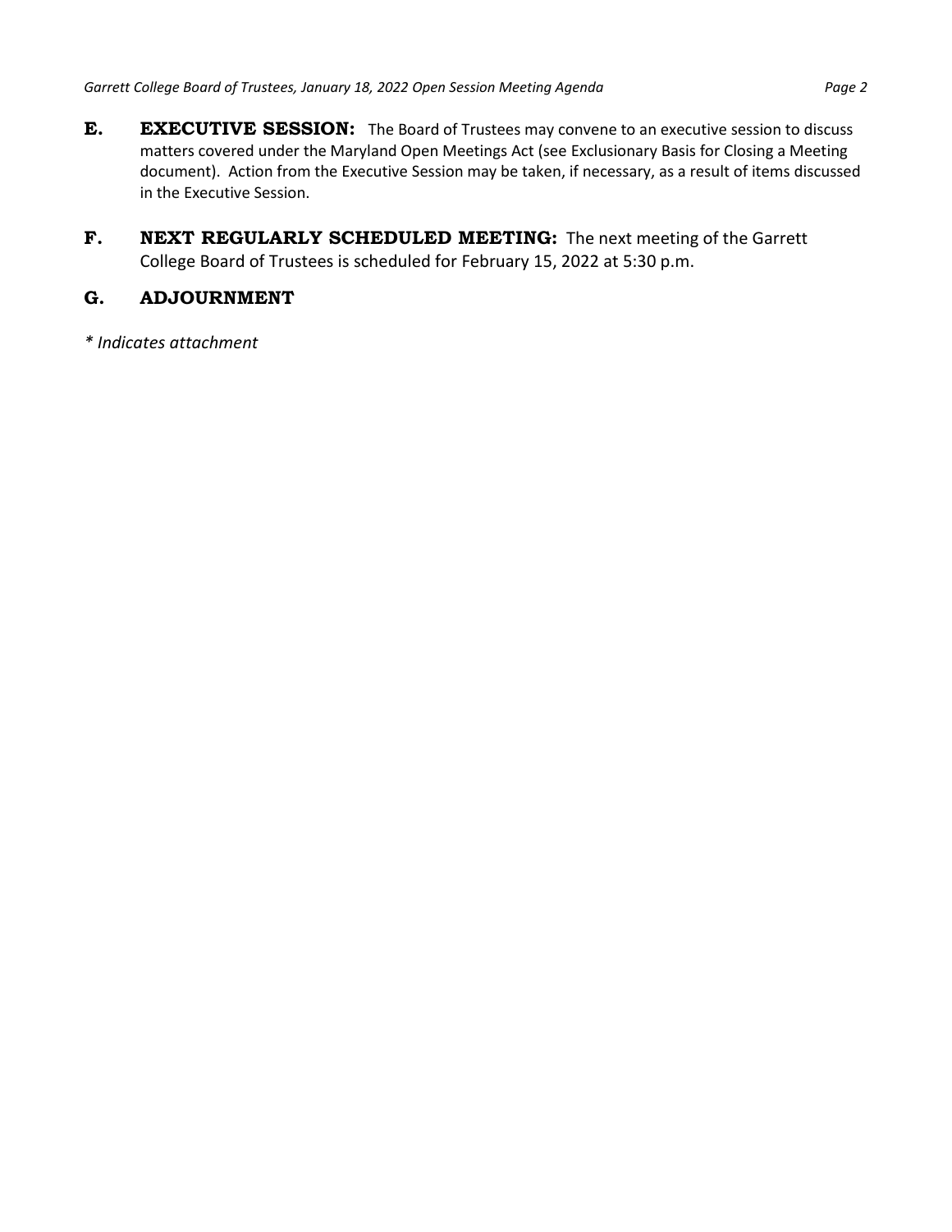**E.** **EXECUTIVE SESSION:** The Board of Trustees may convene to an executive session to discuss matters covered under the Maryland Open Meetings Act (see Exclusionary Basis for Closing a Meeting document). Action from the Executive Session may be taken, if necessary, as a result of items discussed in the Executive Session.

**F.** **NEXT REGULARLY SCHEDULED MEETING:** The next meeting of the Garrett College Board of Trustees is scheduled for February 15, 2022 at 5:30 p.m.

**G.** **ADJOURNMENT**

*\* Indicates attachment*